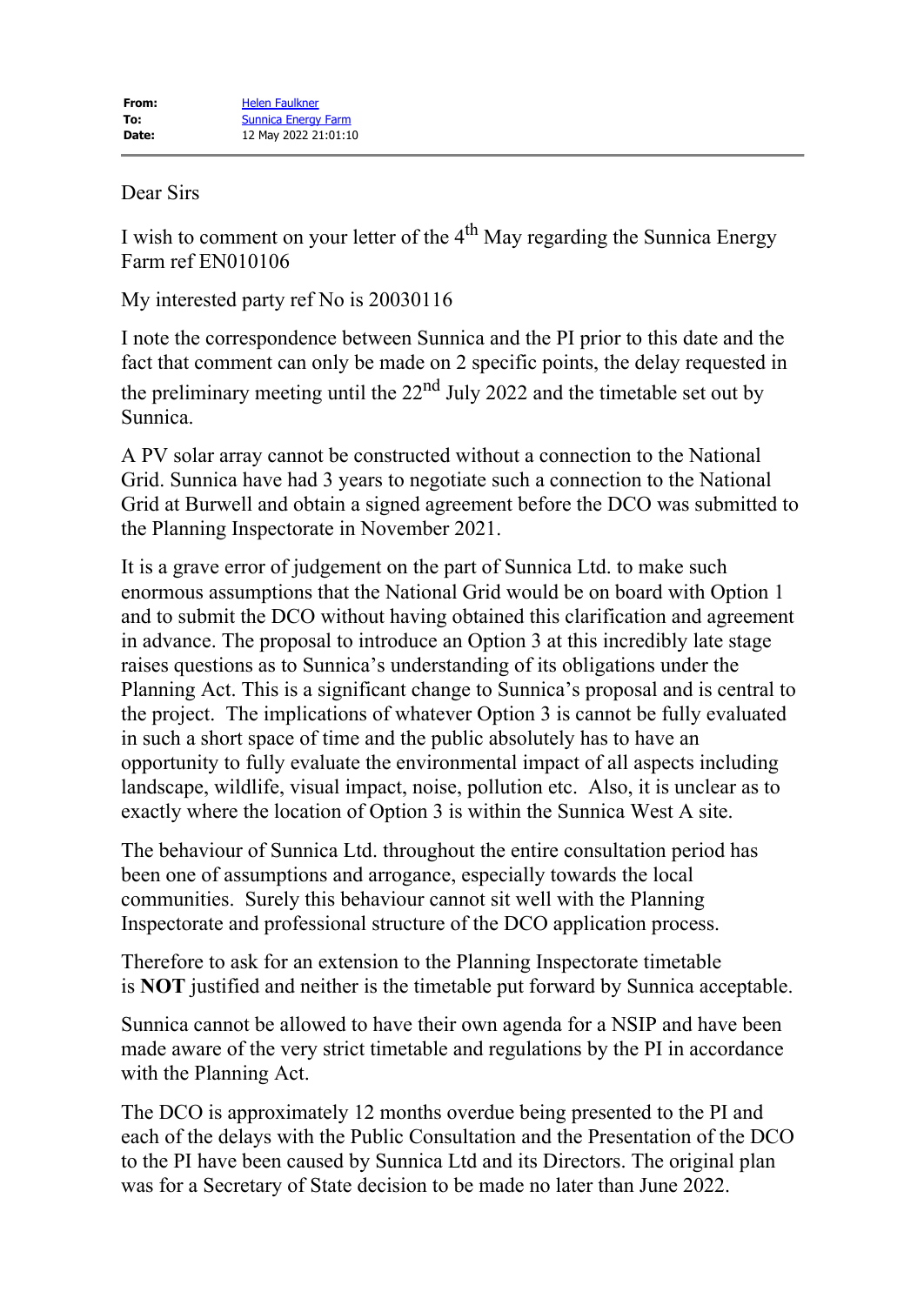| | |
|---|---|
| **From:** | Helen Faulkner |
| **To:** | Sunnica Energy Farm |
| **Date:** | 12 May 2022 21:01:10 |

---

Dear Sirs

I wish to comment on your letter of the 4th May regarding the Sunnica Energy Farm ref EN010106

My interested party ref No is 20030116

I note the correspondence between Sunnica and the PI prior to this date and the fact that comment can only be made on 2 specific points, the delay requested in the preliminary meeting until the 22nd July 2022 and the timetable set out by Sunnica.

A PV solar array cannot be constructed without a connection to the National Grid. Sunnica have had 3 years to negotiate such a connection to the National Grid at Burwell and obtain a signed agreement before the DCO was submitted to the Planning Inspectorate in November 2021.

It is a grave error of judgement on the part of Sunnica Ltd. to make such enormous assumptions that the National Grid would be on board with Option 1 and to submit the DCO without having obtained this clarification and agreement in advance. The proposal to introduce an Option 3 at this incredibly late stage raises questions as to Sunnica's understanding of its obligations under the Planning Act. This is a significant change to Sunnica's proposal and is central to the project. The implications of whatever Option 3 is cannot be fully evaluated in such a short space of time and the public absolutely has to have an opportunity to fully evaluate the environmental impact of all aspects including landscape, wildlife, visual impact, noise, pollution etc. Also, it is unclear as to exactly where the location of Option 3 is within the Sunnica West A site.

The behaviour of Sunnica Ltd. throughout the entire consultation period has been one of assumptions and arrogance, especially towards the local communities. Surely this behaviour cannot sit well with the Planning Inspectorate and professional structure of the DCO application process.

Therefore to ask for an extension to the Planning Inspectorate timetable is **NOT** justified and neither is the timetable put forward by Sunnica acceptable.

Sunnica cannot be allowed to have their own agenda for a NSIP and have been made aware of the very strict timetable and regulations by the PI in accordance with the Planning Act.

The DCO is approximately 12 months overdue being presented to the PI and each of the delays with the Public Consultation and the Presentation of the DCO to the PI have been caused by Sunnica Ltd and its Directors. The original plan was for a Secretary of State decision to be made no later than June 2022.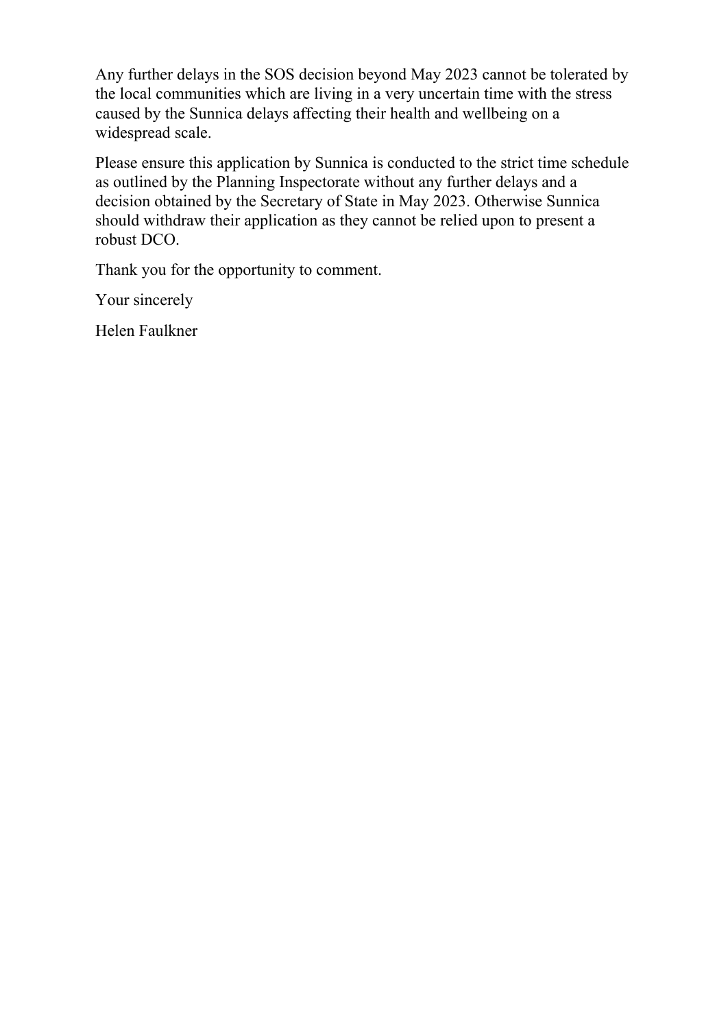Any further delays in the SOS decision beyond May 2023 cannot be tolerated by the local communities which are living in a very uncertain time with the stress caused by the Sunnica delays affecting their health and wellbeing on a widespread scale.

Please ensure this application by Sunnica is conducted to the strict time schedule as outlined by the Planning Inspectorate without any further delays and a decision obtained by the Secretary of State in May 2023. Otherwise Sunnica should withdraw their application as they cannot be relied upon to present a robust DCO.

Thank you for the opportunity to comment.

Your sincerely

Helen Faulkner